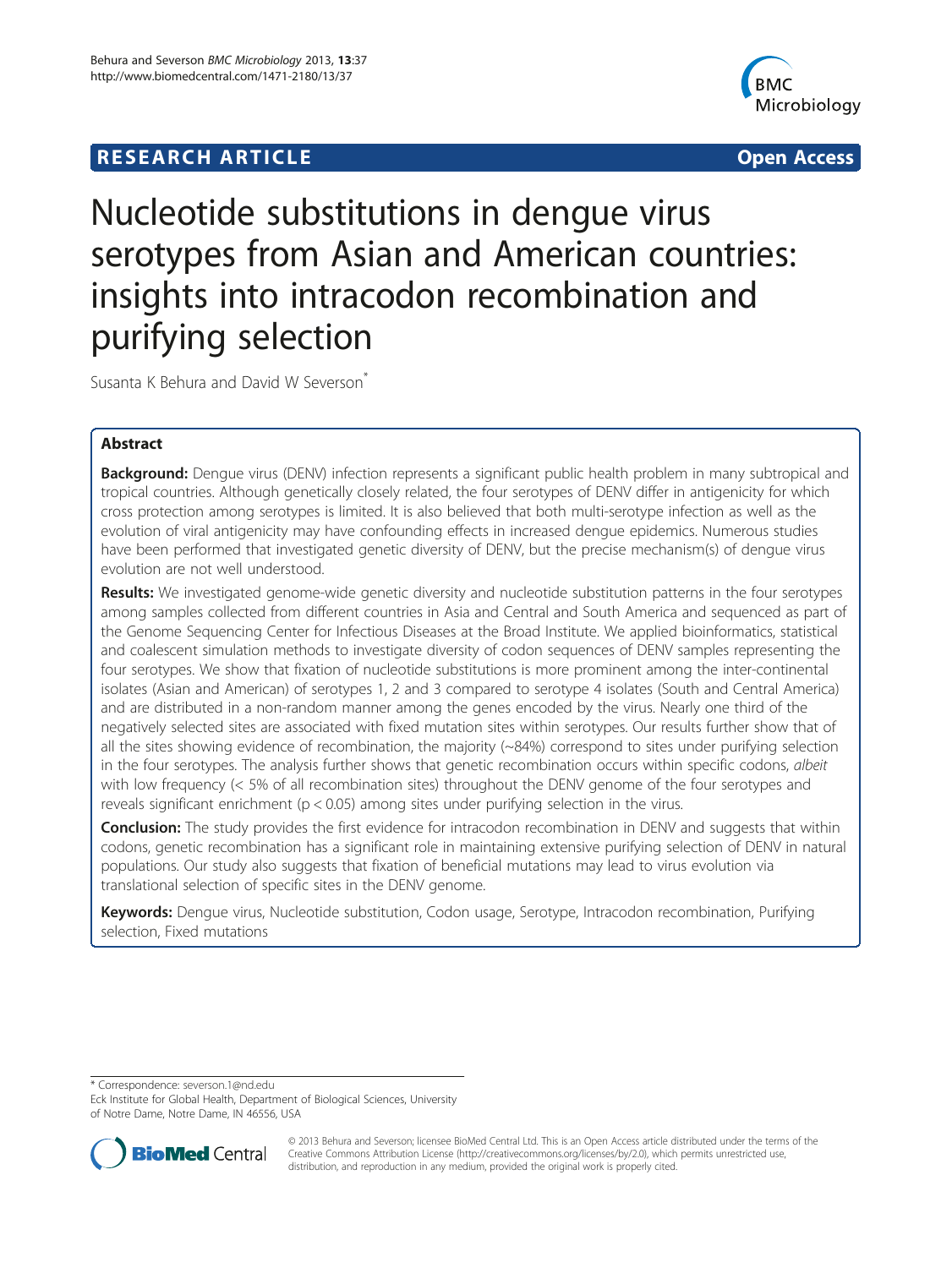RESEARCH ARTICLE Open Access

# Nucleotide substitutions in dengue virus serotypes from Asian and American countries: insights into intracodon recombination and purifying selection

Susanta K Behura and David W Severson*

## Abstract

**Background:** Dengue virus (DENV) infection represents a significant public health problem in many subtropical and tropical countries. Although genetically closely related, the four serotypes of DENV differ in antigenicity for which cross protection among serotypes is limited. It is also believed that both multi-serotype infection as well as the evolution of viral antigenicity may have confounding effects in increased dengue epidemics. Numerous studies have been performed that investigated genetic diversity of DENV, but the precise mechanism(s) of dengue virus evolution are not well understood.

**Results:** We investigated genome-wide genetic diversity and nucleotide substitution patterns in the four serotypes among samples collected from different countries in Asia and Central and South America and sequenced as part of the Genome Sequencing Center for Infectious Diseases at the Broad Institute. We applied bioinformatics, statistical and coalescent simulation methods to investigate diversity of codon sequences of DENV samples representing the four serotypes. We show that fixation of nucleotide substitutions is more prominent among the inter-continental isolates (Asian and American) of serotypes 1, 2 and 3 compared to serotype 4 isolates (South and Central America) and are distributed in a non-random manner among the genes encoded by the virus. Nearly one third of the negatively selected sites are associated with fixed mutation sites within serotypes. Our results further show that of all the sites showing evidence of recombination, the majority (~84%) correspond to sites under purifying selection in the four serotypes. The analysis further shows that genetic recombination occurs within specific codons, *albeit* with low frequency (< 5% of all recombination sites) throughout the DENV genome of the four serotypes and reveals significant enrichment ($p < 0.05$) among sites under purifying selection in the virus.

**Conclusion:** The study provides the first evidence for intracodon recombination in DENV and suggests that within codons, genetic recombination has a significant role in maintaining extensive purifying selection of DENV in natural populations. Our study also suggests that fixation of beneficial mutations may lead to virus evolution via translational selection of specific sites in the DENV genome.

**Keywords:** Dengue virus, Nucleotide substitution, Codon usage, Serotype, Intracodon recombination, Purifying selection, Fixed mutations

---

* Correspondence: severson.1@nd.edu
Eck Institute for Global Health, Department of Biological Sciences, University of Notre Dame, Notre Dame, IN 46556, USA

© 2013 Behura and Severson; licensee BioMed Central Ltd. This is an Open Access article distributed under the terms of the Creative Commons Attribution License (http://creativecommons.org/licenses/by/2.0), which permits unrestricted use, distribution, and reproduction in any medium, provided the original work is properly cited.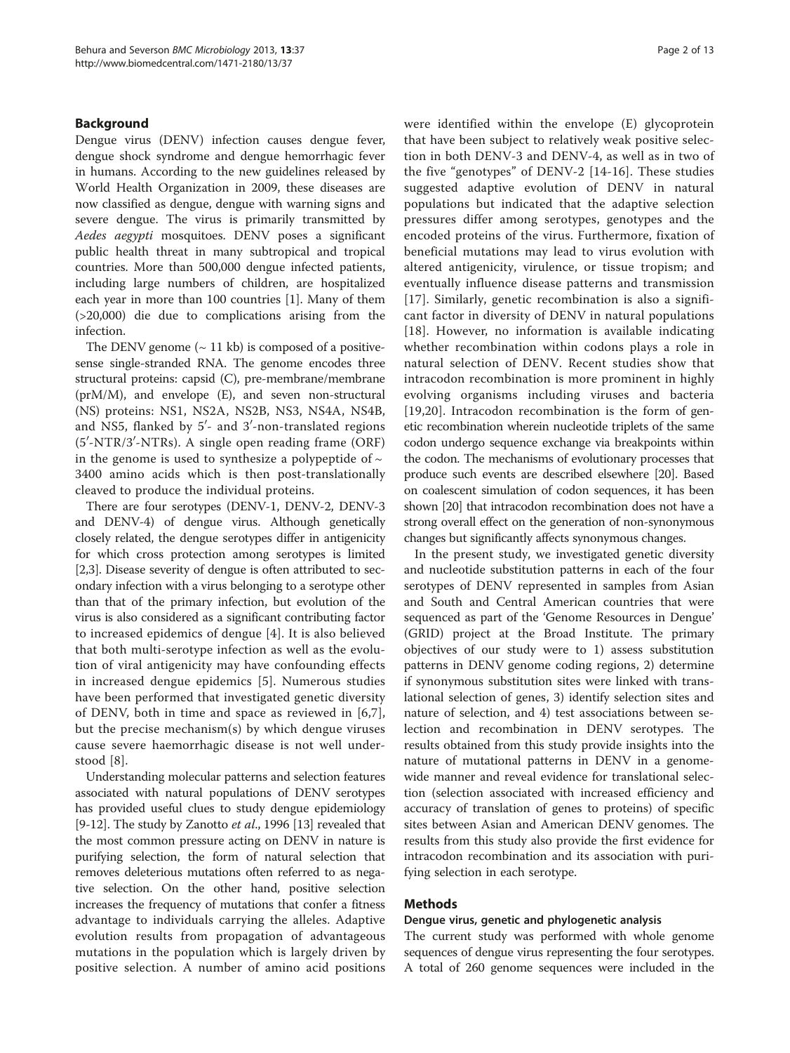## Background

Dengue virus (DENV) infection causes dengue fever, dengue shock syndrome and dengue hemorrhagic fever in humans. According to the new guidelines released by World Health Organization in 2009, these diseases are now classified as dengue, dengue with warning signs and severe dengue. The virus is primarily transmitted by *Aedes aegypti* mosquitoes. DENV poses a significant public health threat in many subtropical and tropical countries. More than 500,000 dengue infected patients, including large numbers of children, are hospitalized each year in more than 100 countries [1]. Many of them (>20,000) die due to complications arising from the infection.

The DENV genome (~ 11 kb) is composed of a positive-sense single-stranded RNA. The genome encodes three structural proteins: capsid (C), pre-membrane/membrane (prM/M), and envelope (E), and seven non-structural (NS) proteins: NS1, NS2A, NS2B, NS3, NS4A, NS4B, and NS5, flanked by 5′- and 3′-non-translated regions (5′-NTR/3′-NTRs). A single open reading frame (ORF) in the genome is used to synthesize a polypeptide of ~ 3400 amino acids which is then post-translationally cleaved to produce the individual proteins.

There are four serotypes (DENV-1, DENV-2, DENV-3 and DENV-4) of dengue virus. Although genetically closely related, the dengue serotypes differ in antigenicity for which cross protection among serotypes is limited [2,3]. Disease severity of dengue is often attributed to secondary infection with a virus belonging to a serotype other than that of the primary infection, but evolution of the virus is also considered as a significant contributing factor to increased epidemics of dengue [4]. It is also believed that both multi-serotype infection as well as the evolution of viral antigenicity may have confounding effects in increased dengue epidemics [5]. Numerous studies have been performed that investigated genetic diversity of DENV, both in time and space as reviewed in [6,7], but the precise mechanism(s) by which dengue viruses cause severe haemorrhagic disease is not well understood [8].

Understanding molecular patterns and selection features associated with natural populations of DENV serotypes has provided useful clues to study dengue epidemiology [9-12]. The study by Zanotto *et al*., 1996 [13] revealed that the most common pressure acting on DENV in nature is purifying selection, the form of natural selection that removes deleterious mutations often referred to as negative selection. On the other hand, positive selection increases the frequency of mutations that confer a fitness advantage to individuals carrying the alleles. Adaptive evolution results from propagation of advantageous mutations in the population which is largely driven by positive selection. A number of amino acid positions were identified within the envelope (E) glycoprotein that have been subject to relatively weak positive selection in both DENV-3 and DENV-4, as well as in two of the five "genotypes" of DENV-2 [14-16]. These studies suggested adaptive evolution of DENV in natural populations but indicated that the adaptive selection pressures differ among serotypes, genotypes and the encoded proteins of the virus. Furthermore, fixation of beneficial mutations may lead to virus evolution with altered antigenicity, virulence, or tissue tropism; and eventually influence disease patterns and transmission [17]. Similarly, genetic recombination is also a significant factor in diversity of DENV in natural populations [18]. However, no information is available indicating whether recombination within codons plays a role in natural selection of DENV. Recent studies show that intracodon recombination is more prominent in highly evolving organisms including viruses and bacteria [19,20]. Intracodon recombination is the form of genetic recombination wherein nucleotide triplets of the same codon undergo sequence exchange via breakpoints within the codon. The mechanisms of evolutionary processes that produce such events are described elsewhere [20]. Based on coalescent simulation of codon sequences, it has been shown [20] that intracodon recombination does not have a strong overall effect on the generation of non-synonymous changes but significantly affects synonymous changes.

In the present study, we investigated genetic diversity and nucleotide substitution patterns in each of the four serotypes of DENV represented in samples from Asian and South and Central American countries that were sequenced as part of the 'Genome Resources in Dengue' (GRID) project at the Broad Institute. The primary objectives of our study were to 1) assess substitution patterns in DENV genome coding regions, 2) determine if synonymous substitution sites were linked with translational selection of genes, 3) identify selection sites and nature of selection, and 4) test associations between selection and recombination in DENV serotypes. The results obtained from this study provide insights into the nature of mutational patterns in DENV in a genome-wide manner and reveal evidence for translational selection (selection associated with increased efficiency and accuracy of translation of genes to proteins) of specific sites between Asian and American DENV genomes. The results from this study also provide the first evidence for intracodon recombination and its association with purifying selection in each serotype.

## Methods

### Dengue virus, genetic and phylogenetic analysis

The current study was performed with whole genome sequences of dengue virus representing the four serotypes. A total of 260 genome sequences were included in the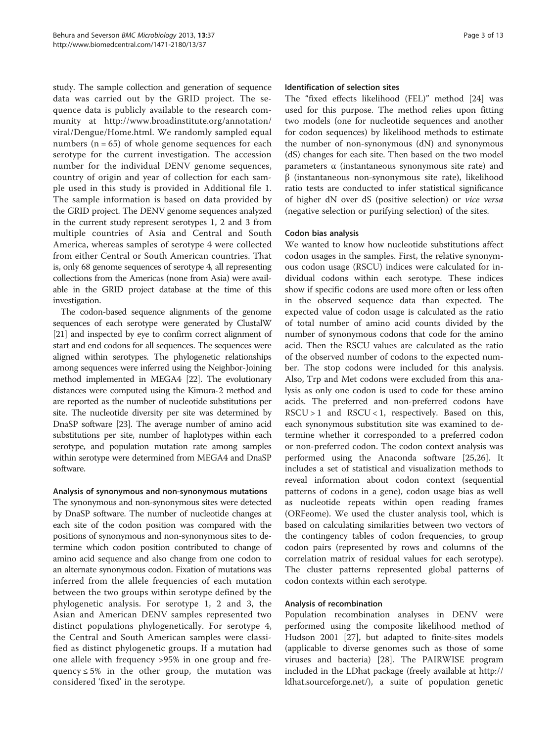study. The sample collection and generation of sequence data was carried out by the GRID project. The sequence data is publicly available to the research community at http://www.broadinstitute.org/annotation/viral/Dengue/Home.html. We randomly sampled equal numbers (n = 65) of whole genome sequences for each serotype for the current investigation. The accession number for the individual DENV genome sequences, country of origin and year of collection for each sample used in this study is provided in Additional file 1. The sample information is based on data provided by the GRID project. The DENV genome sequences analyzed in the current study represent serotypes 1, 2 and 3 from multiple countries of Asia and Central and South America, whereas samples of serotype 4 were collected from either Central or South American countries. That is, only 68 genome sequences of serotype 4, all representing collections from the Americas (none from Asia) were available in the GRID project database at the time of this investigation.

The codon-based sequence alignments of the genome sequences of each serotype were generated by ClustalW [21] and inspected by eye to confirm correct alignment of start and end codons for all sequences. The sequences were aligned within serotypes. The phylogenetic relationships among sequences were inferred using the Neighbor-Joining method implemented in MEGA4 [22]. The evolutionary distances were computed using the Kimura-2 method and are reported as the number of nucleotide substitutions per site. The nucleotide diversity per site was determined by DnaSP software [23]. The average number of amino acid substitutions per site, number of haplotypes within each serotype, and population mutation rate among samples within serotype were determined from MEGA4 and DnaSP software.

### Analysis of synonymous and non-synonymous mutations

The synonymous and non-synonymous sites were detected by DnaSP software. The number of nucleotide changes at each site of the codon position was compared with the positions of synonymous and non-synonymous sites to determine which codon position contributed to change of amino acid sequence and also change from one codon to an alternate synonymous codon. Fixation of mutations was inferred from the allele frequencies of each mutation between the two groups within serotype defined by the phylogenetic analysis. For serotype 1, 2 and 3, the Asian and American DENV samples represented two distinct populations phylogenetically. For serotype 4, the Central and South American samples were classified as distinct phylogenetic groups. If a mutation had one allele with frequency >95% in one group and frequency ≤ 5% in the other group, the mutation was considered 'fixed' in the serotype.

### Identification of selection sites

The "fixed effects likelihood (FEL)" method [24] was used for this purpose. The method relies upon fitting two models (one for nucleotide sequences and another for codon sequences) by likelihood methods to estimate the number of non-synonymous (dN) and synonymous (dS) changes for each site. Then based on the two model parameters α (instantaneous synonymous site rate) and β (instantaneous non-synonymous site rate), likelihood ratio tests are conducted to infer statistical significance of higher dN over dS (positive selection) or *vice versa* (negative selection or purifying selection) of the sites.

### Codon bias analysis

We wanted to know how nucleotide substitutions affect codon usages in the samples. First, the relative synonymous codon usage (RSCU) indices were calculated for individual codons within each serotype. These indices show if specific codons are used more often or less often in the observed sequence data than expected. The expected value of codon usage is calculated as the ratio of total number of amino acid counts divided by the number of synonymous codons that code for the amino acid. Then the RSCU values are calculated as the ratio of the observed number of codons to the expected number. The stop codons were included for this analysis. Also, Trp and Met codons were excluded from this analysis as only one codon is used to code for these amino acids. The preferred and non-preferred codons have RSCU > 1 and RSCU < 1, respectively. Based on this, each synonymous substitution site was examined to determine whether it corresponded to a preferred codon or non-preferred codon. The codon context analysis was performed using the Anaconda software [25,26]. It includes a set of statistical and visualization methods to reveal information about codon context (sequential patterns of codons in a gene), codon usage bias as well as nucleotide repeats within open reading frames (ORFeome). We used the cluster analysis tool, which is based on calculating similarities between two vectors of the contingency tables of codon frequencies, to group codon pairs (represented by rows and columns of the correlation matrix of residual values for each serotype). The cluster patterns represented global patterns of codon contexts within each serotype.

### Analysis of recombination

Population recombination analyses in DENV were performed using the composite likelihood method of Hudson 2001 [27], but adapted to finite-sites models (applicable to diverse genomes such as those of some viruses and bacteria) [28]. The PAIRWISE program included in the LDhat package (freely available at http://ldhat.sourceforge.net/), a suite of population genetic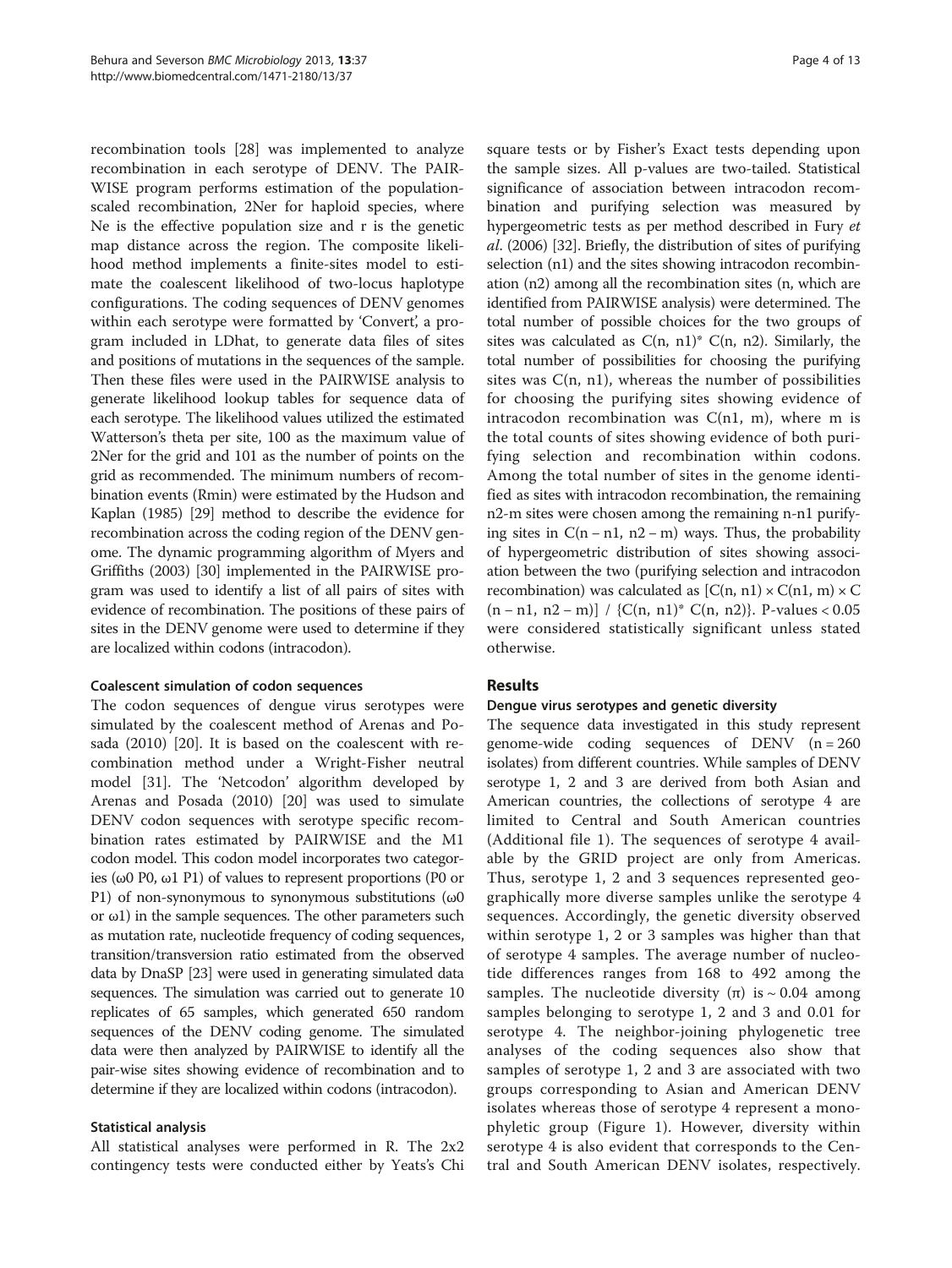recombination tools [28] was implemented to analyze recombination in each serotype of DENV. The PAIRWISE program performs estimation of the population-scaled recombination, 2Ner for haploid species, where Ne is the effective population size and r is the genetic map distance across the region. The composite likelihood method implements a finite-sites model to estimate the coalescent likelihood of two-locus haplotype configurations. The coding sequences of DENV genomes within each serotype were formatted by 'Convert', a program included in LDhat, to generate data files of sites and positions of mutations in the sequences of the sample. Then these files were used in the PAIRWISE analysis to generate likelihood lookup tables for sequence data of each serotype. The likelihood values utilized the estimated Watterson's theta per site, 100 as the maximum value of 2Ner for the grid and 101 as the number of points on the grid as recommended. The minimum numbers of recombination events (Rmin) were estimated by the Hudson and Kaplan (1985) [29] method to describe the evidence for recombination across the coding region of the DENV genome. The dynamic programming algorithm of Myers and Griffiths (2003) [30] implemented in the PAIRWISE program was used to identify a list of all pairs of sites with evidence of recombination. The positions of these pairs of sites in the DENV genome were used to determine if they are localized within codons (intracodon).

#### Coalescent simulation of codon sequences

The codon sequences of dengue virus serotypes were simulated by the coalescent method of Arenas and Posada (2010) [20]. It is based on the coalescent with recombination method under a Wright-Fisher neutral model [31]. The 'Netcodon' algorithm developed by Arenas and Posada (2010) [20] was used to simulate DENV codon sequences with serotype specific recombination rates estimated by PAIRWISE and the M1 codon model. This codon model incorporates two categories ($\omega_0$ $P_0$, $\omega_1$ $P_1$) of values to represent proportions ($P_0$ or $P_1$) of non-synonymous to synonymous substitutions ($\omega_0$ or $\omega_1$) in the sample sequences. The other parameters such as mutation rate, nucleotide frequency of coding sequences, transition/transversion ratio estimated from the observed data by DnaSP [23] were used in generating simulated data sequences. The simulation was carried out to generate 10 replicates of 65 samples, which generated 650 random sequences of the DENV coding genome. The simulated data were then analyzed by PAIRWISE to identify all the pair-wise sites showing evidence of recombination and to determine if they are localized within codons (intracodon).

#### Statistical analysis

All statistical analyses were performed in R. The 2x2 contingency tests were conducted either by Yeats's Chi square tests or by Fisher's Exact tests depending upon the sample sizes. All p-values are two-tailed. Statistical significance of association between intracodon recombination and purifying selection was measured by hypergeometric tests as per method described in Fury *et al*. (2006) [32]. Briefly, the distribution of sites of purifying selection (n1) and the sites showing intracodon recombination (n2) among all the recombination sites (n, which are identified from PAIRWISE analysis) were determined. The total number of possible choices for the two groups of sites was calculated as $C(n, n1) * C(n, n2)$. Similarly, the total number of possibilities for choosing the purifying sites was $C(n, n1)$, whereas the number of possibilities for choosing the purifying sites showing evidence of intracodon recombination was $C(n1, m)$, where m is the total counts of sites showing evidence of both purifying selection and recombination within codons. Among the total number of sites in the genome identified as sites with intracodon recombination, the remaining $n2-m$ sites were chosen among the remaining $n-n1$ purifying sites in $C(n - n1, n2 - m)$ ways. Thus, the probability of hypergeometric distribution of sites showing association between the two (purifying selection and intracodon recombination) was calculated as $[C(n, n1) \times C(n1, m) \times C(n - n1, n2 - m)] / \{C(n, n1) * C(n, n2)\}$. P-values $< 0.05$ were considered statistically significant unless stated otherwise.

## Results

#### Dengue virus serotypes and genetic diversity

The sequence data investigated in this study represent genome-wide coding sequences of DENV ($n = 260$ isolates) from different countries. While samples of DENV serotype 1, 2 and 3 are derived from both Asian and American countries, the collections of serotype 4 are limited to Central and South American countries (Additional file 1). The sequences of serotype 4 available by the GRID project are only from Americas. Thus, serotype 1, 2 and 3 sequences represented geographically more diverse samples unlike the serotype 4 sequences. Accordingly, the genetic diversity observed within serotype 1, 2 or 3 samples was higher than that of serotype 4 samples. The average number of nucleotide differences ranges from 168 to 492 among the samples. The nucleotide diversity ($\pi$) is ~ 0.04 among samples belonging to serotype 1, 2 and 3 and 0.01 for serotype 4. The neighbor-joining phylogenetic tree analyses of the coding sequences also show that samples of serotype 1, 2 and 3 are associated with two groups corresponding to Asian and American DENV isolates whereas those of serotype 4 represent a monophyletic group (Figure 1). However, diversity within serotype 4 is also evident that corresponds to the Central and South American DENV isolates, respectively.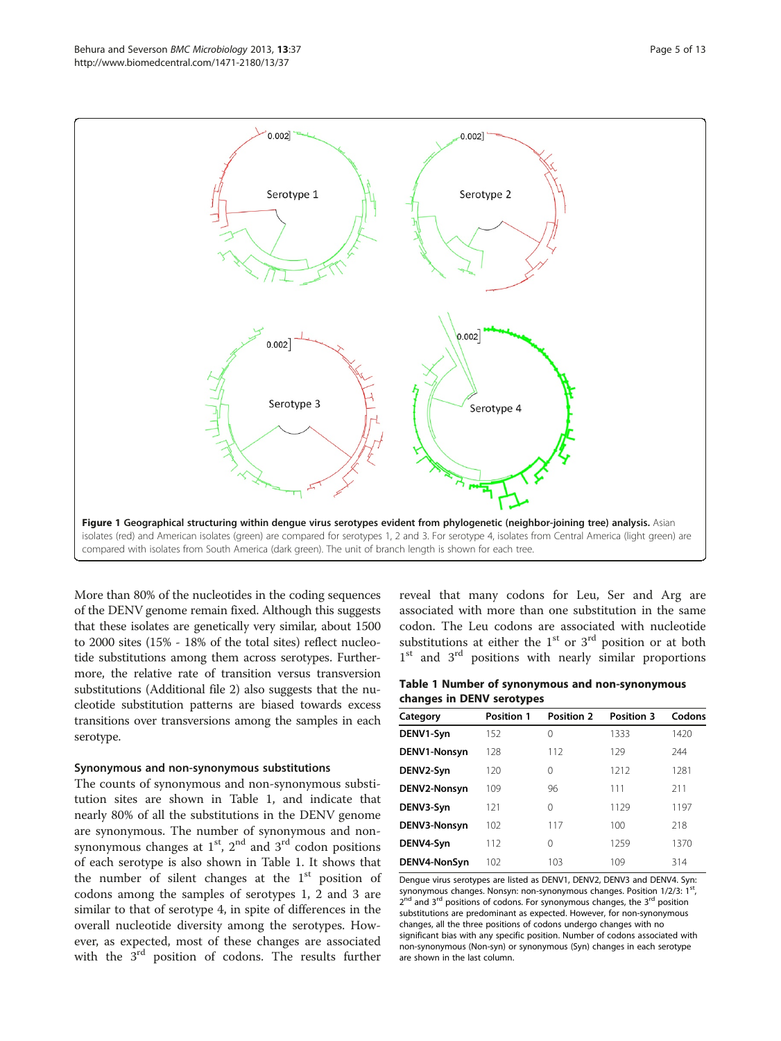**Figure 1 Geographical structuring within dengue virus serotypes evident from phylogenetic (neighbor-joining tree) analysis.** Asian isolates (red) and American isolates (green) are compared for serotypes 1, 2 and 3. For serotype 4, isolates from Central America (light green) are compared with isolates from South America (dark green). The unit of branch length is shown for each tree.

More than 80% of the nucleotides in the coding sequences of the DENV genome remain fixed. Although this suggests that these isolates are genetically very similar, about 1500 to 2000 sites (15% - 18% of the total sites) reflect nucleotide substitutions among them across serotypes. Furthermore, the relative rate of transition versus transversion substitutions (Additional file 2) also suggests that the nucleotide substitution patterns are biased towards excess transitions over transversions among the samples in each serotype.

### Synonymous and non-synonymous substitutions

The counts of synonymous and non-synonymous substitution sites are shown in Table 1, and indicate that nearly 80% of all the substitutions in the DENV genome are synonymous. The number of synonymous and non-synonymous changes at 1st, 2nd and 3rd codon positions of each serotype is also shown in Table 1. It shows that the number of silent changes at the 1st position of codons among the samples of serotypes 1, 2 and 3 are similar to that of serotype 4, in spite of differences in the overall nucleotide diversity among the serotypes. However, as expected, most of these changes are associated with the 3rd position of codons. The results further reveal that many codons for Leu, Ser and Arg are associated with more than one substitution in the same codon. The Leu codons are associated with nucleotide substitutions at either the 1st or 3rd position or at both 1st and 3rd positions with nearly similar proportions

**Table 1 Number of synonymous and non-synonymous changes in DENV serotypes**

| Category | Position 1 | Position 2 | Position 3 | Codons |
|---|---|---|---|---|
| DENV1-Syn | 152 | 0 | 1333 | 1420 |
| DENV1-Nonsyn | 128 | 112 | 129 | 244 |
| DENV2-Syn | 120 | 0 | 1212 | 1281 |
| DENV2-Nonsyn | 109 | 96 | 111 | 211 |
| DENV3-Syn | 121 | 0 | 1129 | 1197 |
| DENV3-Nonsyn | 102 | 117 | 100 | 218 |
| DENV4-Syn | 112 | 0 | 1259 | 1370 |
| DENV4-NonSyn | 102 | 103 | 109 | 314 |

Dengue virus serotypes are listed as DENV1, DENV2, DENV3 and DENV4. Syn: synonymous changes. Nonsyn: non-synonymous changes. Position 1/2/3: 1st, 2nd and 3rd positions of codons. For synonymous changes, the 3rd position substitutions are predominant as expected. However, for non-synonymous changes, all the three positions of codons undergo changes with no significant bias with any specific position. Number of codons associated with non-synonymous (Non-syn) or synonymous (Syn) changes in each serotype are shown in the last column.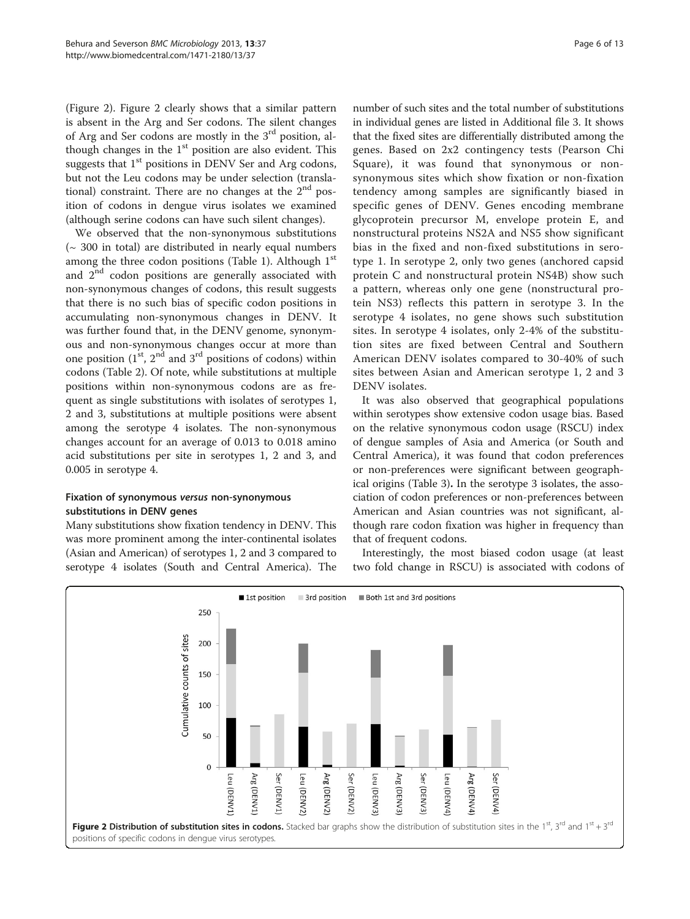(Figure 2). Figure 2 clearly shows that a similar pattern is absent in the Arg and Ser codons. The silent changes of Arg and Ser codons are mostly in the 3rd position, although changes in the 1st position are also evident. This suggests that 1st positions in DENV Ser and Arg codons, but not the Leu codons may be under selection (translational) constraint. There are no changes at the 2nd position of codons in dengue virus isolates we examined (although serine codons can have such silent changes).

We observed that the non-synonymous substitutions (~ 300 in total) are distributed in nearly equal numbers among the three codon positions (Table 1). Although 1st and 2nd codon positions are generally associated with non-synonymous changes of codons, this result suggests that there is no such bias of specific codon positions in accumulating non-synonymous changes in DENV. It was further found that, in the DENV genome, synonymous and non-synonymous changes occur at more than one position (1st, 2nd and 3rd positions of codons) within codons (Table 2). Of note, while substitutions at multiple positions within non-synonymous codons are as frequent as single substitutions with isolates of serotypes 1, 2 and 3, substitutions at multiple positions were absent among the serotype 4 isolates. The non-synonymous changes account for an average of 0.013 to 0.018 amino acid substitutions per site in serotypes 1, 2 and 3, and 0.005 in serotype 4.

## Fixation of synonymous *versus* non-synonymous substitutions in DENV genes

Many substitutions show fixation tendency in DENV. This was more prominent among the inter-continental isolates (Asian and American) of serotypes 1, 2 and 3 compared to serotype 4 isolates (South and Central America). The number of such sites and the total number of substitutions in individual genes are listed in Additional file 3. It shows that the fixed sites are differentially distributed among the genes. Based on 2x2 contingency tests (Pearson Chi Square), it was found that synonymous or non-synonymous sites which show fixation or non-fixation tendency among samples are significantly biased in specific genes of DENV. Genes encoding membrane glycoprotein precursor M, envelope protein E, and nonstructural proteins NS2A and NS5 show significant bias in the fixed and non-fixed substitutions in serotype 1. In serotype 2, only two genes (anchored capsid protein C and nonstructural protein NS4B) show such a pattern, whereas only one gene (nonstructural protein NS3) reflects this pattern in serotype 3. In the serotype 4 isolates, no gene shows such substitution sites. In serotype 4 isolates, only 2-4% of the substitution sites are fixed between Central and Southern American DENV isolates compared to 30-40% of such sites between Asian and American serotype 1, 2 and 3 DENV isolates.

It was also observed that geographical populations within serotypes show extensive codon usage bias. Based on the relative synonymous codon usage (RSCU) index of dengue samples of Asia and America (or South and Central America), it was found that codon preferences or non-preferences were significant between geographical origins (Table 3). In the serotype 3 isolates, the association of codon preferences or non-preferences between American and Asian countries was not significant, although rare codon fixation was higher in frequency than that of frequent codons.

Interestingly, the most biased codon usage (at least two fold change in RSCU) is associated with codons of

**Figure 2 Distribution of substitution sites in codons.** Stacked bar graphs show the distribution of substitution sites in the 1st, 3rd and 1st + 3rd positions of specific codons in dengue virus serotypes.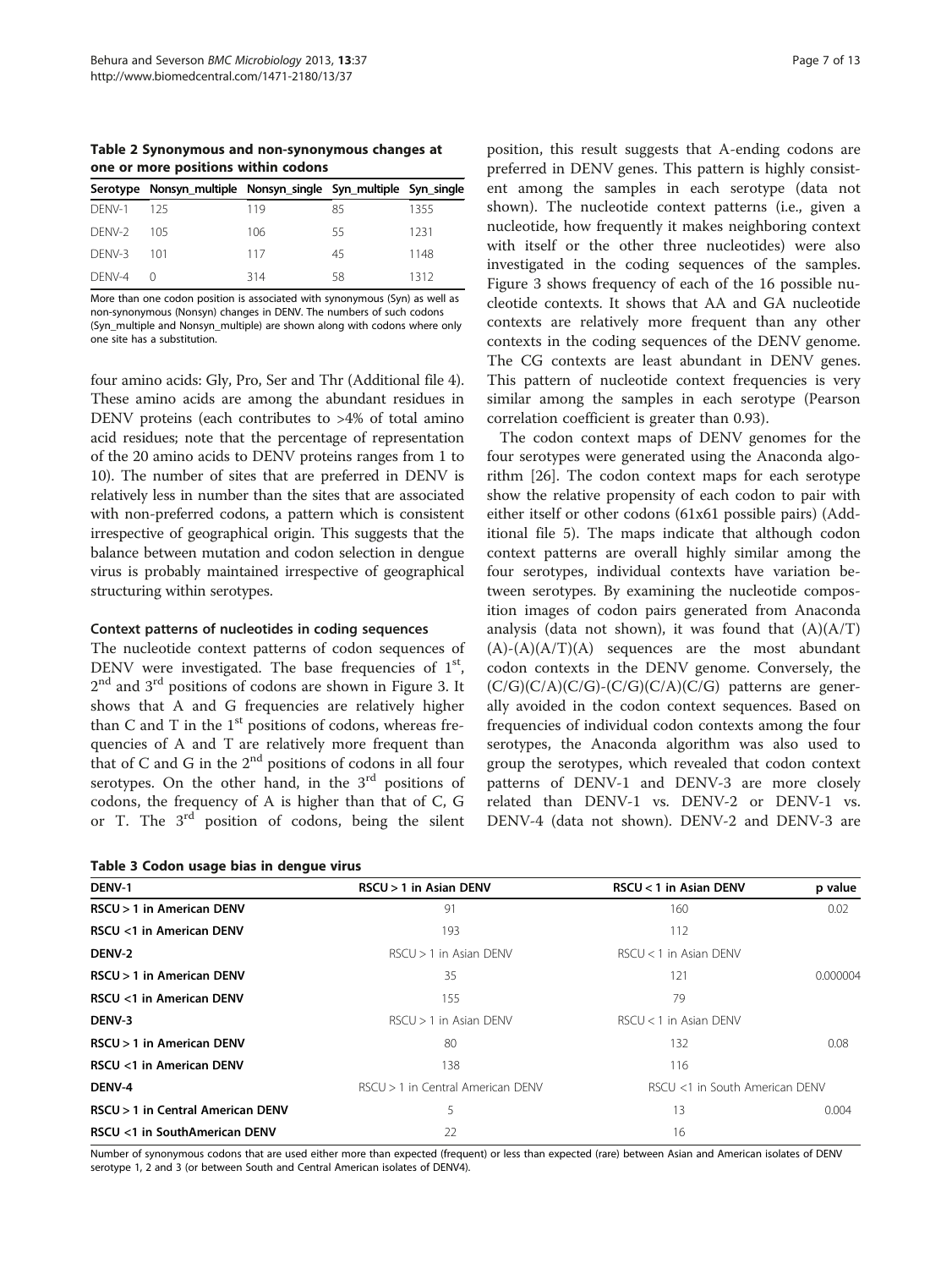**Table 2 Synonymous and non-synonymous changes at one or more positions within codons**

| Serotype | Nonsyn_multiple | Nonsyn_single | Syn_multiple | Syn_single |
|---|---|---|---|---|
| DENV-1 | 125 | 119 | 85 | 1355 |
| DENV-2 | 105 | 106 | 55 | 1231 |
| DENV-3 | 101 | 117 | 45 | 1148 |
| DENV-4 | 0 | 314 | 58 | 1312 |

More than one codon position is associated with synonymous (Syn) as well as non-synonymous (Nonsyn) changes in DENV. The numbers of such codons (Syn_multiple and Nonsyn_multiple) are shown along with codons where only one site has a substitution.

four amino acids: Gly, Pro, Ser and Thr (Additional file 4). These amino acids are among the abundant residues in DENV proteins (each contributes to >4% of total amino acid residues; note that the percentage of representation of the 20 amino acids to DENV proteins ranges from 1 to 10). The number of sites that are preferred in DENV is relatively less in number than the sites that are associated with non-preferred codons, a pattern which is consistent irrespective of geographical origin. This suggests that the balance between mutation and codon selection in dengue virus is probably maintained irrespective of geographical structuring within serotypes.

### Context patterns of nucleotides in coding sequences

The nucleotide context patterns of codon sequences of DENV were investigated. The base frequencies of 1st, 2nd and 3rd positions of codons are shown in Figure 3. It shows that A and G frequencies are relatively higher than C and T in the 1st positions of codons, whereas frequencies of A and T are relatively more frequent than that of C and G in the 2nd positions of codons in all four serotypes. On the other hand, in the 3rd positions of codons, the frequency of A is higher than that of C, G or T. The 3rd position of codons, being the silent position, this result suggests that A-ending codons are preferred in DENV genes. This pattern is highly consistent among the samples in each serotype (data not shown). The nucleotide context patterns (i.e., given a nucleotide, how frequently it makes neighboring context with itself or the other three nucleotides) were also investigated in the coding sequences of the samples. Figure 3 shows frequency of each of the 16 possible nucleotide contexts. It shows that AA and GA nucleotide contexts are relatively more frequent than any other contexts in the coding sequences of the DENV genome. The CG contexts are least abundant in DENV genes. This pattern of nucleotide context frequencies is very similar among the samples in each serotype (Pearson correlation coefficient is greater than 0.93).

The codon context maps of DENV genomes for the four serotypes were generated using the Anaconda algorithm [26]. The codon context maps for each serotype show the relative propensity of each codon to pair with either itself or other codons (61x61 possible pairs) (Additional file 5). The maps indicate that although codon context patterns are overall highly similar among the four serotypes, individual contexts have variation between serotypes. By examining the nucleotide composition images of codon pairs generated from Anaconda analysis (data not shown), it was found that (A)(A/T)(A)-(A)(A/T)(A) sequences are the most abundant codon contexts in the DENV genome. Conversely, the (C/G)(C/A)(C/G)-(C/G)(C/A)(C/G) patterns are generally avoided in the codon context sequences. Based on frequencies of individual codon contexts among the four serotypes, the Anaconda algorithm was also used to group the serotypes, which revealed that codon context patterns of DENV-1 and DENV-3 are more closely related than DENV-1 vs. DENV-2 or DENV-1 vs. DENV-4 (data not shown). DENV-2 and DENV-3 are

**Table 3 Codon usage bias in dengue virus**

| DENV-1 | RSCU > 1 in Asian DENV | RSCU < 1 in Asian DENV | p value |
|---|---|---|---|
| **RSCU > 1 in American DENV** | 91 | 160 | 0.02 |
| **RSCU <1 in American DENV** | 193 | 112 | |
| **DENV-2** | RSCU > 1 in Asian DENV | RSCU < 1 in Asian DENV | |
| **RSCU > 1 in American DENV** | 35 | 121 | 0.000004 |
| **RSCU <1 in American DENV** | 155 | 79 | |
| **DENV-3** | RSCU > 1 in Asian DENV | RSCU < 1 in Asian DENV | |
| **RSCU > 1 in American DENV** | 80 | 132 | 0.08 |
| **RSCU <1 in American DENV** | 138 | 116 | |
| **DENV-4** | RSCU > 1 in Central American DENV | RSCU <1 in South American DENV | |
| **RSCU > 1 in Central American DENV** | 5 | 13 | 0.004 |
| **RSCU <1 in SouthAmerican DENV** | 22 | 16 | |

Number of synonymous codons that are used either more than expected (frequent) or less than expected (rare) between Asian and American isolates of DENV serotype 1, 2 and 3 (or between South and Central American isolates of DENV4).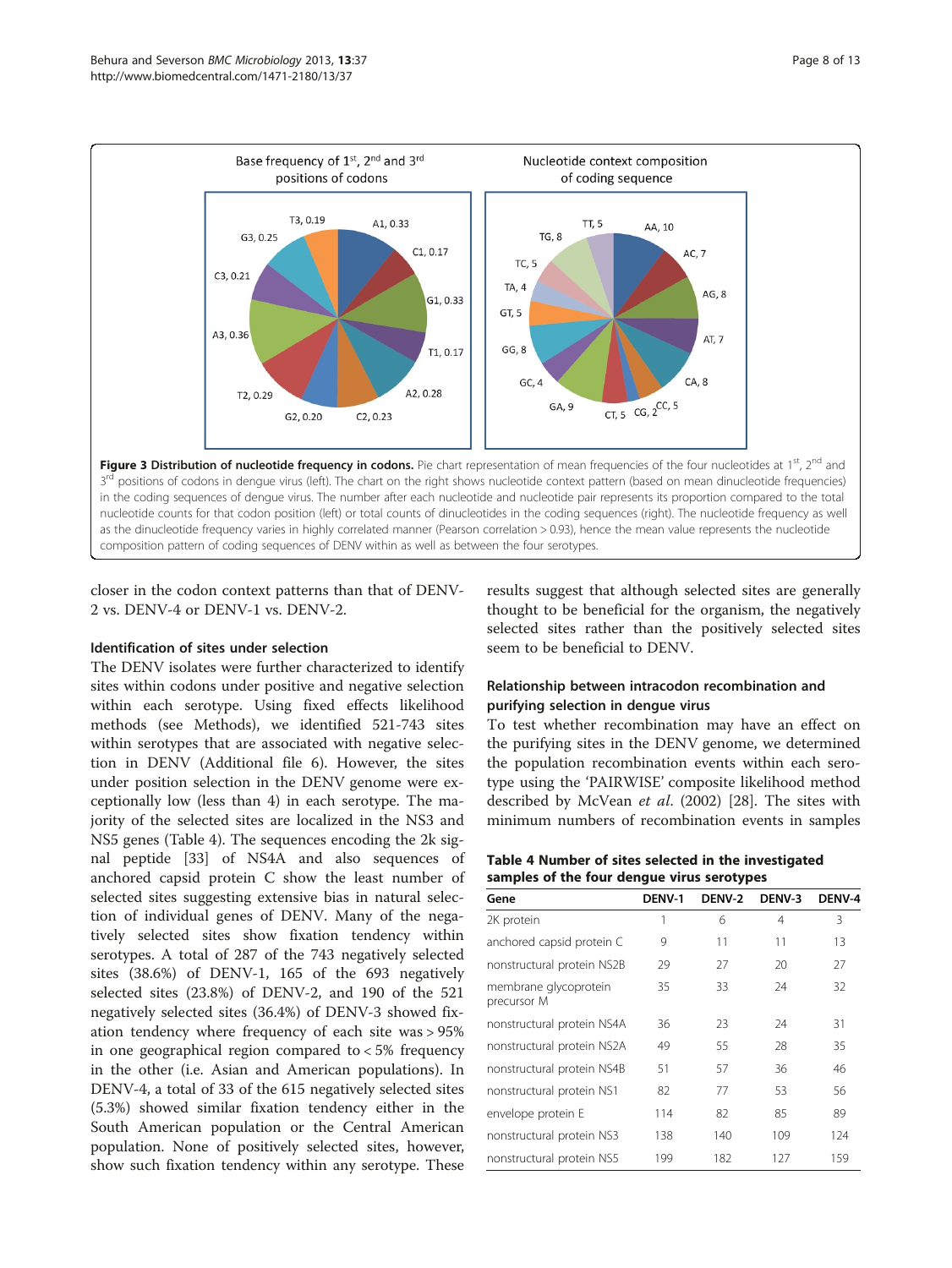Figure 3 Distribution of nucleotide frequency in codons. Pie chart representation of mean frequencies of the four nucleotides at 1st, 2nd and 3rd positions of codons in dengue virus (left). The chart on the right shows nucleotide context pattern (based on mean dinucleotide frequencies) in the coding sequences of dengue virus. The number after each nucleotide and nucleotide pair represents its proportion compared to the total nucleotide counts for that codon position (left) or total counts of dinucleotides in the coding sequences (right). The nucleotide frequency as well as the dinucleotide frequency varies in highly correlated manner (Pearson correlation > 0.93), hence the mean value represents the nucleotide composition pattern of coding sequences of DENV within as well as between the four serotypes.

closer in the codon context patterns than that of DENV-2 vs. DENV-4 or DENV-1 vs. DENV-2.

### Identification of sites under selection

The DENV isolates were further characterized to identify sites within codons under positive and negative selection within each serotype. Using fixed effects likelihood methods (see Methods), we identified 521-743 sites within serotypes that are associated with negative selection in DENV (Additional file 6). However, the sites under position selection in the DENV genome were exceptionally low (less than 4) in each serotype. The majority of the selected sites are localized in the NS3 and NS5 genes (Table 4). The sequences encoding the 2k signal peptide [33] of NS4A and also sequences of anchored capsid protein C show the least number of selected sites suggesting extensive bias in natural selection of individual genes of DENV. Many of the negatively selected sites show fixation tendency within serotypes. A total of 287 of the 743 negatively selected sites (38.6%) of DENV-1, 165 of the 693 negatively selected sites (23.8%) of DENV-2, and 190 of the 521 negatively selected sites (36.4%) of DENV-3 showed fixation tendency where frequency of each site was > 95% in one geographical region compared to < 5% frequency in the other (i.e. Asian and American populations). In DENV-4, a total of 33 of the 615 negatively selected sites (5.3%) showed similar fixation tendency either in the South American population or the Central American population. None of positively selected sites, however, show such fixation tendency within any serotype. These results suggest that although selected sites are generally thought to be beneficial for the organism, the negatively selected sites rather than the positively selected sites seem to be beneficial to DENV.

### Relationship between intracodon recombination and purifying selection in dengue virus

To test whether recombination may have an effect on the purifying sites in the DENV genome, we determined the population recombination events within each serotype using the 'PAIRWISE' composite likelihood method described by McVean *et al*. (2002) [28]. The sites with minimum numbers of recombination events in samples

**Table 4 Number of sites selected in the investigated samples of the four dengue virus serotypes**

| Gene | DENV-1 | DENV-2 | DENV-3 | DENV-4 |
|---|---|---|---|---|
| 2K protein | 1 | 6 | 4 | 3 |
| anchored capsid protein C | 9 | 11 | 11 | 13 |
| nonstructural protein NS2B | 29 | 27 | 20 | 27 |
| membrane glycoprotein precursor M | 35 | 33 | 24 | 32 |
| nonstructural protein NS4A | 36 | 23 | 24 | 31 |
| nonstructural protein NS2A | 49 | 55 | 28 | 35 |
| nonstructural protein NS4B | 51 | 57 | 36 | 46 |
| nonstructural protein NS1 | 82 | 77 | 53 | 56 |
| envelope protein E | 114 | 82 | 85 | 89 |
| nonstructural protein NS3 | 138 | 140 | 109 | 124 |
| nonstructural protein NS5 | 199 | 182 | 127 | 159 |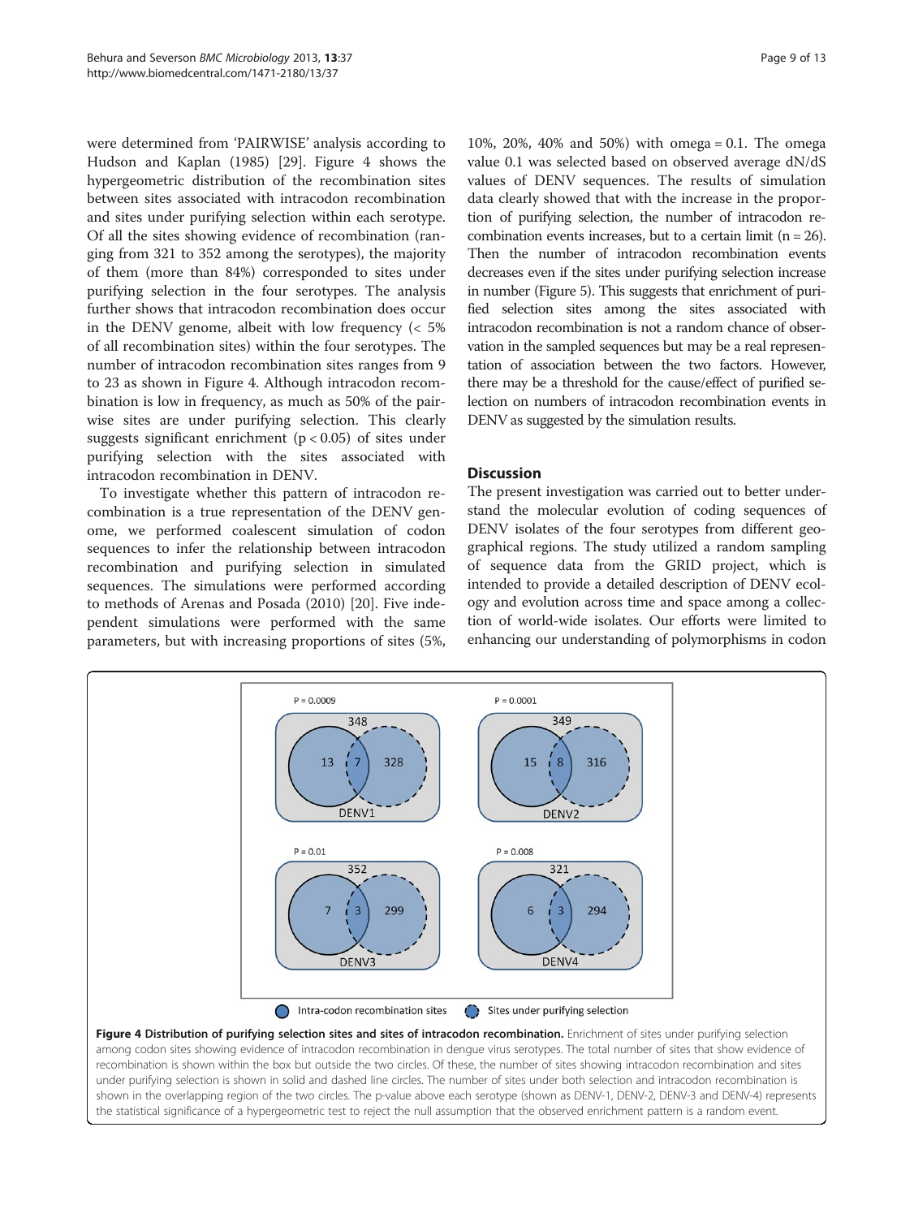were determined from 'PAIRWISE' analysis according to Hudson and Kaplan (1985) [29]. Figure 4 shows the hypergeometric distribution of the recombination sites between sites associated with intracodon recombination and sites under purifying selection within each serotype. Of all the sites showing evidence of recombination (ranging from 321 to 352 among the serotypes), the majority of them (more than 84%) corresponded to sites under purifying selection in the four serotypes. The analysis further shows that intracodon recombination does occur in the DENV genome, albeit with low frequency (< 5% of all recombination sites) within the four serotypes. The number of intracodon recombination sites ranges from 9 to 23 as shown in Figure 4. Although intracodon recombination is low in frequency, as much as 50% of the pairwise sites are under purifying selection. This clearly suggests significant enrichment ($p < 0.05$) of sites under purifying selection with the sites associated with intracodon recombination in DENV.

To investigate whether this pattern of intracodon recombination is a true representation of the DENV genome, we performed coalescent simulation of codon sequences to infer the relationship between intracodon recombination and purifying selection in simulated sequences. The simulations were performed according to methods of Arenas and Posada (2010) [20]. Five independent simulations were performed with the same parameters, but with increasing proportions of sites (5%, 10%, 20%, 40% and 50%) with omega = 0.1. The omega value 0.1 was selected based on observed average dN/dS values of DENV sequences. The results of simulation data clearly showed that with the increase in the proportion of purifying selection, the number of intracodon recombination events increases, but to a certain limit ($n = 26$). Then the number of intracodon recombination events decreases even if the sites under purifying selection increase in number (Figure 5). This suggests that enrichment of purified selection sites among the sites associated with intracodon recombination is not a random chance of observation in the sampled sequences but may be a real representation of association between the two factors. However, there may be a threshold for the cause/effect of purified selection on numbers of intracodon recombination events in DENV as suggested by the simulation results.

## Discussion

The present investigation was carried out to better understand the molecular evolution of coding sequences of DENV isolates of the four serotypes from different geographical regions. The study utilized a random sampling of sequence data from the GRID project, which is intended to provide a detailed description of DENV ecology and evolution across time and space among a collection of world-wide isolates. Our efforts were limited to enhancing our understanding of polymorphisms in codon

**Figure 4 Distribution of purifying selection sites and sites of intracodon recombination.** Enrichment of sites under purifying selection among codon sites showing evidence of intracodon recombination in dengue virus serotypes. The total number of sites that show evidence of recombination is shown within the box but outside the two circles. Of these, the number of sites showing intracodon recombination and sites under purifying selection is shown in solid and dashed line circles. The number of sites under both selection and intracodon recombination is shown in the overlapping region of the two circles. The p-value above each serotype (shown as DENV-1, DENV-2, DENV-3 and DENV-4) represents the statistical significance of a hypergeometric test to reject the null assumption that the observed enrichment pattern is a random event.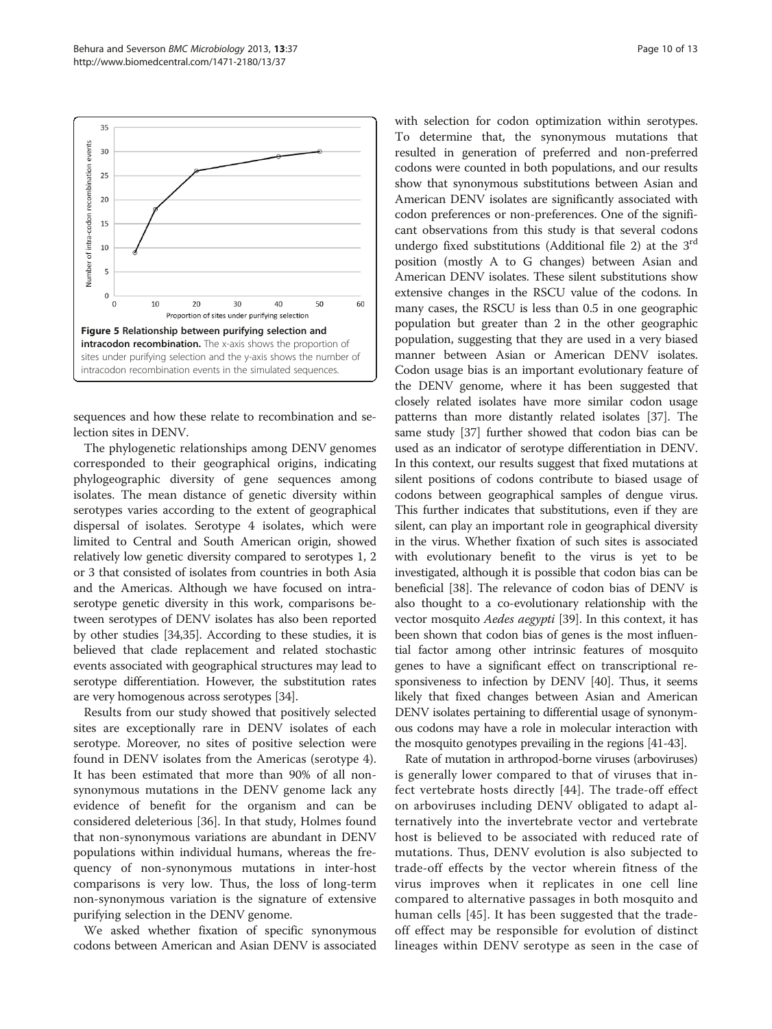**Figure 5 Relationship between purifying selection and intracodon recombination.** The x-axis shows the proportion of sites under purifying selection and the y-axis shows the number of intracodon recombination events in the simulated sequences.

sequences and how these relate to recombination and selection sites in DENV.

The phylogenetic relationships among DENV genomes corresponded to their geographical origins, indicating phylogeographic diversity of gene sequences among isolates. The mean distance of genetic diversity within serotypes varies according to the extent of geographical dispersal of isolates. Serotype 4 isolates, which were limited to Central and South American origin, showed relatively low genetic diversity compared to serotypes 1, 2 or 3 that consisted of isolates from countries in both Asia and the Americas. Although we have focused on intra-serotype genetic diversity in this work, comparisons between serotypes of DENV isolates has also been reported by other studies [34,35]. According to these studies, it is believed that clade replacement and related stochastic events associated with geographical structures may lead to serotype differentiation. However, the substitution rates are very homogenous across serotypes [34].

Results from our study showed that positively selected sites are exceptionally rare in DENV isolates of each serotype. Moreover, no sites of positive selection were found in DENV isolates from the Americas (serotype 4). It has been estimated that more than 90% of all non-synonymous mutations in the DENV genome lack any evidence of benefit for the organism and can be considered deleterious [36]. In that study, Holmes found that non-synonymous variations are abundant in DENV populations within individual humans, whereas the frequency of non-synonymous mutations in inter-host comparisons is very low. Thus, the loss of long-term non-synonymous variation is the signature of extensive purifying selection in the DENV genome.

We asked whether fixation of specific synonymous codons between American and Asian DENV is associated with selection for codon optimization within serotypes. To determine that, the synonymous mutations that resulted in generation of preferred and non-preferred codons were counted in both populations, and our results show that synonymous substitutions between Asian and American DENV isolates are significantly associated with codon preferences or non-preferences. One of the significant observations from this study is that several codons undergo fixed substitutions (Additional file 2) at the 3rd position (mostly A to G changes) between Asian and American DENV isolates. These silent substitutions show extensive changes in the RSCU value of the codons. In many cases, the RSCU is less than 0.5 in one geographic population but greater than 2 in the other geographic population, suggesting that they are used in a very biased manner between Asian or American DENV isolates. Codon usage bias is an important evolutionary feature of the DENV genome, where it has been suggested that closely related isolates have more similar codon usage patterns than more distantly related isolates [37]. The same study [37] further showed that codon bias can be used as an indicator of serotype differentiation in DENV. In this context, our results suggest that fixed mutations at silent positions of codons contribute to biased usage of codons between geographical samples of dengue virus. This further indicates that substitutions, even if they are silent, can play an important role in geographical diversity in the virus. Whether fixation of such sites is associated with evolutionary benefit to the virus is yet to be investigated, although it is possible that codon bias can be beneficial [38]. The relevance of codon bias of DENV is also thought to a co-evolutionary relationship with the vector mosquito *Aedes aegypti* [39]. In this context, it has been shown that codon bias of genes is the most influential factor among other intrinsic features of mosquito genes to have a significant effect on transcriptional responsiveness to infection by DENV [40]. Thus, it seems likely that fixed changes between Asian and American DENV isolates pertaining to differential usage of synonymous codons may have a role in molecular interaction with the mosquito genotypes prevailing in the regions [41-43].

Rate of mutation in arthropod-borne viruses (arboviruses) is generally lower compared to that of viruses that infect vertebrate hosts directly [44]. The trade-off effect on arboviruses including DENV obligated to adapt alternatively into the invertebrate vector and vertebrate host is believed to be associated with reduced rate of mutations. Thus, DENV evolution is also subjected to trade-off effects by the vector wherein fitness of the virus improves when it replicates in one cell line compared to alternative passages in both mosquito and human cells [45]. It has been suggested that the trade-off effect may be responsible for evolution of distinct lineages within DENV serotype as seen in the case of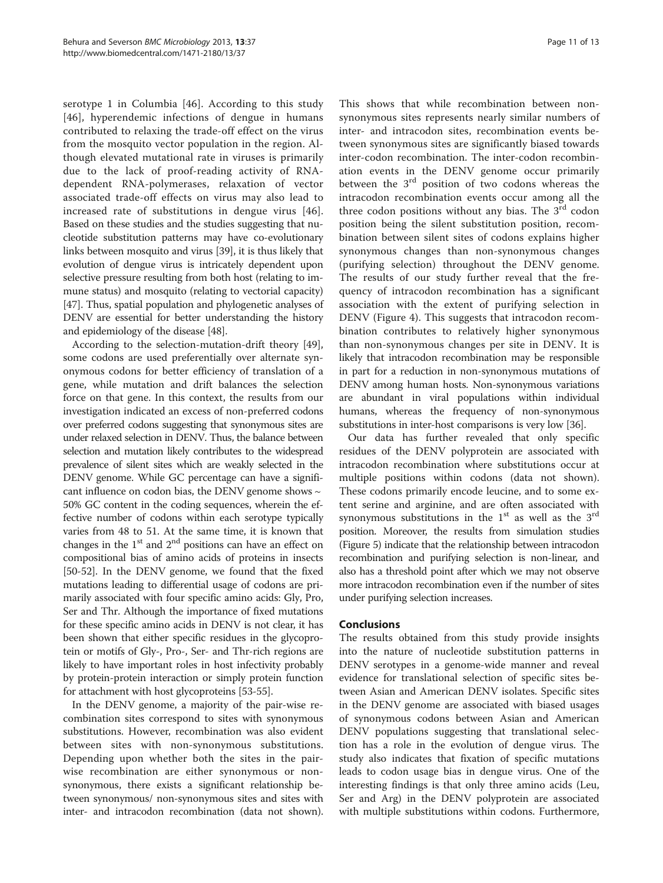serotype 1 in Columbia [46]. According to this study [46], hyperendemic infections of dengue in humans contributed to relaxing the trade-off effect on the virus from the mosquito vector population in the region. Although elevated mutational rate in viruses is primarily due to the lack of proof-reading activity of RNA-dependent RNA-polymerases, relaxation of vector associated trade-off effects on virus may also lead to increased rate of substitutions in dengue virus [46]. Based on these studies and the studies suggesting that nucleotide substitution patterns may have co-evolutionary links between mosquito and virus [39], it is thus likely that evolution of dengue virus is intricately dependent upon selective pressure resulting from both host (relating to immune status) and mosquito (relating to vectorial capacity) [47]. Thus, spatial population and phylogenetic analyses of DENV are essential for better understanding the history and epidemiology of the disease [48].

According to the selection-mutation-drift theory [49], some codons are used preferentially over alternate synonymous codons for better efficiency of translation of a gene, while mutation and drift balances the selection force on that gene. In this context, the results from our investigation indicated an excess of non-preferred codons over preferred codons suggesting that synonymous sites are under relaxed selection in DENV. Thus, the balance between selection and mutation likely contributes to the widespread prevalence of silent sites which are weakly selected in the DENV genome. While GC percentage can have a significant influence on codon bias, the DENV genome shows ~ 50% GC content in the coding sequences, wherein the effective number of codons within each serotype typically varies from 48 to 51. At the same time, it is known that changes in the 1st and 2nd positions can have an effect on compositional bias of amino acids of proteins in insects [50-52]. In the DENV genome, we found that the fixed mutations leading to differential usage of codons are primarily associated with four specific amino acids: Gly, Pro, Ser and Thr. Although the importance of fixed mutations for these specific amino acids in DENV is not clear, it has been shown that either specific residues in the glycoprotein or motifs of Gly-, Pro-, Ser- and Thr-rich regions are likely to have important roles in host infectivity probably by protein-protein interaction or simply protein function for attachment with host glycoproteins [53-55].

In the DENV genome, a majority of the pair-wise recombination sites correspond to sites with synonymous substitutions. However, recombination was also evident between sites with non-synonymous substitutions. Depending upon whether both the sites in the pair-wise recombination are either synonymous or non-synonymous, there exists a significant relationship between synonymous/ non-synonymous sites and sites with inter- and intracodon recombination (data not shown). This shows that while recombination between non-synonymous sites represents nearly similar numbers of inter- and intracodon sites, recombination events between synonymous sites are significantly biased towards inter-codon recombination. The inter-codon recombination events in the DENV genome occur primarily between the 3rd position of two codons whereas the intracodon recombination events occur among all the three codon positions without any bias. The 3rd codon position being the silent substitution position, recombination between silent sites of codons explains higher synonymous changes than non-synonymous changes (purifying selection) throughout the DENV genome. The results of our study further reveal that the frequency of intracodon recombination has a significant association with the extent of purifying selection in DENV (Figure 4). This suggests that intracodon recombination contributes to relatively higher synonymous than non-synonymous changes per site in DENV. It is likely that intracodon recombination may be responsible in part for a reduction in non-synonymous mutations of DENV among human hosts. Non-synonymous variations are abundant in viral populations within individual humans, whereas the frequency of non-synonymous substitutions in inter-host comparisons is very low [36].

Our data has further revealed that only specific residues of the DENV polyprotein are associated with intracodon recombination where substitutions occur at multiple positions within codons (data not shown). These codons primarily encode leucine, and to some extent serine and arginine, and are often associated with synonymous substitutions in the 1st as well as the 3rd position. Moreover, the results from simulation studies (Figure 5) indicate that the relationship between intracodon recombination and purifying selection is non-linear, and also has a threshold point after which we may not observe more intracodon recombination even if the number of sites under purifying selection increases.

## Conclusions

The results obtained from this study provide insights into the nature of nucleotide substitution patterns in DENV serotypes in a genome-wide manner and reveal evidence for translational selection of specific sites between Asian and American DENV isolates. Specific sites in the DENV genome are associated with biased usages of synonymous codons between Asian and American DENV populations suggesting that translational selection has a role in the evolution of dengue virus. The study also indicates that fixation of specific mutations leads to codon usage bias in dengue virus. One of the interesting findings is that only three amino acids (Leu, Ser and Arg) in the DENV polyprotein are associated with multiple substitutions within codons. Furthermore,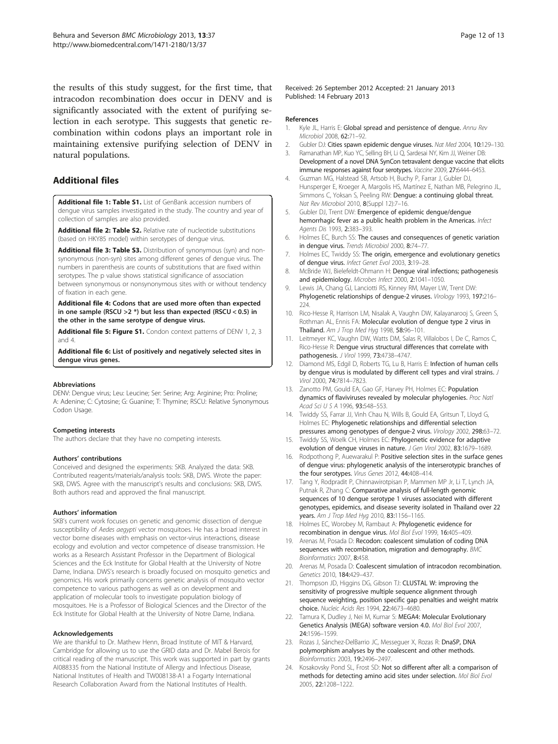the results of this study suggest, for the first time, that intracodon recombination does occur in DENV and is significantly associated with the extent of purifying selection in each serotype. This suggests that genetic recombination within codons plays an important role in maintaining extensive purifying selection of DENV in natural populations.

## Additional files

**Additional file 1: Table S1.** List of GenBank accession numbers of dengue virus samples investigated in the study. The country and year of collection of samples are also provided.

**Additional file 2: Table S2.** Relative rate of nucleotide substitutions (based on HKY85 model) within serotypes of dengue virus.

**Additional file 3: Table S3.** Distribution of synonymous (syn) and non-synonymous (non-syn) sites among different genes of dengue virus. The numbers in parenthesis are counts of substitutions that are fixed within serotypes. The p value shows statistical significance of association between synonymous or nonsynonymous sites with or without tendency of fixation in each gene.

**Additional file 4: Codons that are used more often than expected in one sample (RSCU >2 \*) but less than expected (RSCU < 0.5) in the other in the same serotype of dengue virus.**

**Additional file 5: Figure S1.** Condon context patterns of DENV 1, 2, 3 and 4.

**Additional file 6: List of positively and negatively selected sites in dengue virus genes.**

#### Abbreviations

DENV: Dengue virus; Leu: Leucine; Ser: Serine; Arg: Arginine; Pro: Proline; A: Adenine; C: Cytosine; G: Guanine; T: Thymine; RSCU: Relative Synonymous Codon Usage.

#### Competing interests

The authors declare that they have no competing interests.

#### Authors' contributions

Conceived and designed the experiments: SKB. Analyzed the data: SKB. Contributed reagents/materials/analysis tools: SKB, DWS. Wrote the paper: SKB, DWS. Agree with the manuscript's results and conclusions: SKB, DWS. Both authors read and approved the final manuscript.

#### Authors' information

SKB's current work focuses on genetic and genomic dissection of dengue susceptibility of *Aedes aegypti* vector mosquitoes. He has a broad interest in vector borne diseases with emphasis on vector-virus interactions, disease ecology and evolution and vector competence of disease transmission. He works as a Research Assistant Professor in the Department of Biological Sciences and the Eck Institute for Global Health at the University of Notre Dame, Indiana. DWS's research is broadly focused on mosquito genetics and genomics. His work primarily concerns genetic analysis of mosquito vector competence to various pathogens as well as on development and application of molecular tools to investigate population biology of mosquitoes. He is a Professor of Biological Sciences and the Director of the Eck Institute for Global Health at the University of Notre Dame, Indiana.

#### Acknowledgements

We are thankful to Dr. Mathew Henn, Broad Institute of MIT & Harvard, Cambridge for allowing us to use the GRID data and Dr. Mabel Berois for critical reading of the manuscript. This work was supported in part by grants AI088335 from the National Institute of Allergy and Infectious Disease, National Institutes of Health and TW008138-A1 a Fogarty International Research Collaboration Award from the National Institutes of Health.

Received: 26 September 2012 Accepted: 21 January 2013
Published: 14 February 2013

#### References

1. Kyle JL, Harris E: **Global spread and persistence of dengue.** *Annu Rev Microbiol* 2008, **62:**71–92.
2. Gubler DJ: **Cities spawn epidemic dengue viruses.** *Nat Med* 2004, **10:**129–130.
3. Ramanathan MP, Kuo YC, Selling BH, Li Q, Sardesai NY, Kim JJ, Weiner DB: **Development of a novel DNA SynCon tetravalent dengue vaccine that elicits immune responses against four serotypes.** *Vaccine* 2009, **27:**6444–6453.
4. Guzman MG, Halstead SB, Artsob H, Buchy P, Farrar J, Gubler DJ, Hunsperger E, Kroeger A, Margolis HS, Martínez E, Nathan MB, Pelegrino JL, Simmons C, Yoksan S, Peeling RW: **Dengue: a continuing global threat.** *Nat Rev Microbiol* 2010, **8**(Suppl 12):7–16.
5. Gubler DJ, Trent DW: **Emergence of epidemic dengue/dengue hemorrhagic fever as a public health problem in the Americas.** *Infect Agents Dis* 1993, **2:**383–393.
6. Holmes EC, Burch SS: **The causes and consequences of genetic variation in dengue virus.** *Trends Microbiol* 2000, **8:**74–77.
7. Holmes EC, Twiddy SS: **The origin, emergence and evolutionary genetics of dengue virus.** *Infect Genet Evol* 2003, **3:**19–28.
8. McBride WJ, Bielefeldt-Ohmann H: **Dengue viral infections; pathogenesis and epidemiology.** *Microbes Infect* 2000, **2:**1041–1050.
9. Lewis JA, Chang GJ, Lanciotti RS, Kinney RM, Mayer LW, Trent DW: **Phylogenetic relationships of dengue-2 viruses.** *Virology* 1993, **197:**216–224.
10. Rico-Hesse R, Harrison LM, Nisalak A, Vaughn DW, Kalayanarooj S, Green S, Rothman AL, Ennis FA: **Molecular evolution of dengue type 2 virus in Thailand.** *Am J Trop Med Hyg* 1998, **58:**96–101.
11. Leitmeyer KC, Vaughn DW, Watts DM, Salas R, Villalobos I, De C, Ramos C, Rico-Hesse R: **Dengue virus structural differences that correlate with pathogenesis.** *J Virol* 1999, **73:**4738–4747.
12. Diamond MS, Edgil D, Roberts TG, Lu B, Harris E: **Infection of human cells by dengue virus is modulated by different cell types and viral strains.** *J Virol* 2000, **74:**7814–7823.
13. Zanotto PM, Gould EA, Gao GF, Harvey PH, Holmes EC: **Population dynamics of flaviviruses revealed by molecular phylogenies.** *Proc Natl Acad Sci U S A* 1996, **93:**548–553.
14. Twiddy SS, Farrar JJ, Vinh Chau N, Wills B, Gould EA, Gritsun T, Lloyd G, Holmes EC: **Phylogenetic relationships and differential selection pressures among genotypes of dengue-2 virus.** *Virology* 2002, **298:**63–72.
15. Twiddy SS, Woelk CH, Holmes EC: **Phylogenetic evidence for adaptive evolution of dengue viruses in nature.** *J Gen Virol* 2002, **83:**1679–1689.
16. Rodpothong P, Auewarakul P: **Positive selection sites in the surface genes of dengue virus: phylogenetic analysis of the interserotypic branches of the four serotypes.** *Virus Genes* 2012, **44:**408–414.
17. Tang Y, Rodpradit P, Chinnawirotpisan P, Mammen MP Jr, Li T, Lynch JA, Putnak R, Zhang C: **Comparative analysis of full-length genomic sequences of 10 dengue serotype 1 viruses associated with different genotypes, epidemics, and disease severity isolated in Thailand over 22 years.** *Am J Trop Med Hyg* 2010, **83:**1156–1165.
18. Holmes EC, Worobey M, Rambaut A: **Phylogenetic evidence for recombination in dengue virus.** *Mol Biol Evol* 1999, **16:**405–409.
19. Arenas M, Posada D: **Recodon: coalescent simulation of coding DNA sequences with recombination, migration and demography.** *BMC Bioinformatics* 2007, **8:**458.
20. Arenas M, Posada D: **Coalescent simulation of intracodon recombination.** *Genetics* 2010, **184:**429–437.
21. Thompson JD, Higgins DG, Gibson TJ: **CLUSTAL W: improving the sensitivity of progressive multiple sequence alignment through sequence weighting, position specific gap penalties and weight matrix choice.** *Nucleic Acids Res* 1994, **22:**4673–4680.
22. Tamura K, Dudley J, Nei M, Kumar S: **MEGA4: Molecular Evolutionary Genetics Analysis (MEGA) software version 4.0.** *Mol Biol Evol* 2007, **24:**1596–1599.
23. Rozas J, Sánchez-DelBarrio JC, Messeguer X, Rozas R: **DnaSP, DNA polymorphism analyses by the coalescent and other methods.** *Bioinformatics* 2003, **19:**2496–2497.
24. Kosakovsky Pond SL, Frost SD: **Not so different after all: a comparison of methods for detecting amino acid sites under selection.** *Mol Biol Evol* 2005, **22:**1208–1222.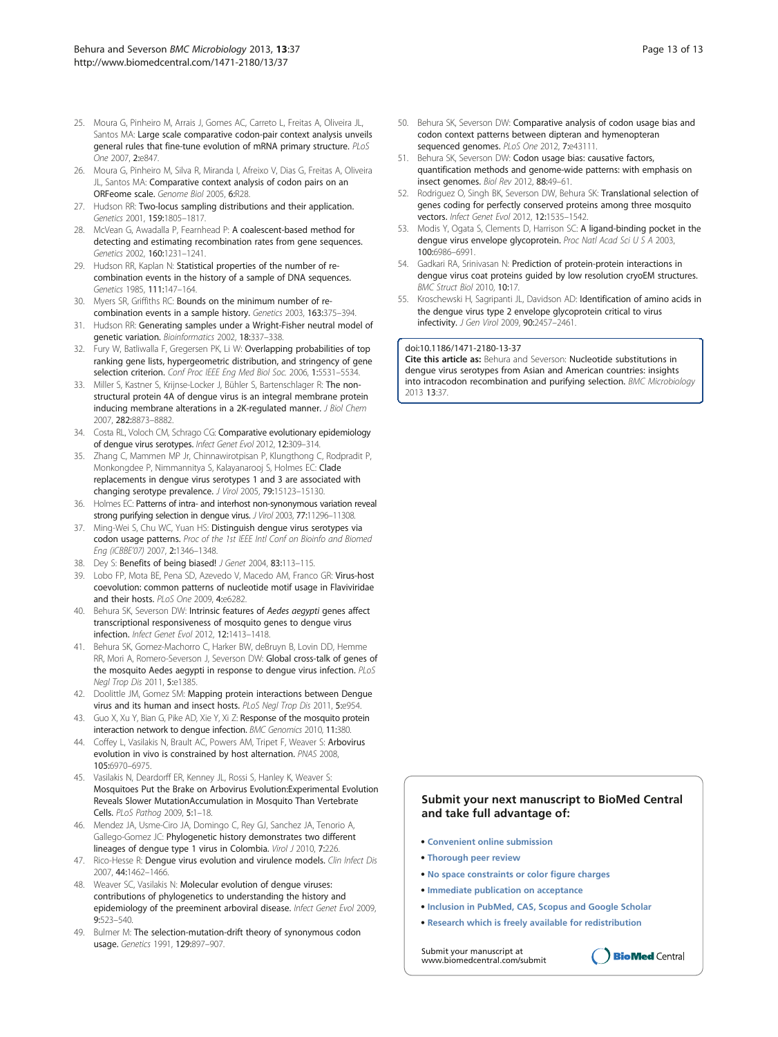25. Moura G, Pinheiro M, Arrais J, Gomes AC, Carreto L, Freitas A, Oliveira JL, Santos MA: **Large scale comparative codon-pair context analysis unveils general rules that fine-tune evolution of mRNA primary structure.** *PLoS One* 2007, **2:**e847.
26. Moura G, Pinheiro M, Silva R, Miranda I, Afreixo V, Dias G, Freitas A, Oliveira JL, Santos MA: **Comparative context analysis of codon pairs on an ORFeome scale.** *Genome Biol* 2005, **6:**R28.
27. Hudson RR: **Two-locus sampling distributions and their application.** *Genetics* 2001, **159:**1805–1817.
28. McVean G, Awadalla P, Fearnhead P: **A coalescent-based method for detecting and estimating recombination rates from gene sequences.** *Genetics* 2002, **160:**1231–1241.
29. Hudson RR, Kaplan N: **Statistical properties of the number of recombination events in the history of a sample of DNA sequences.** *Genetics* 1985, **111:**147–164.
30. Myers SR, Griffiths RC: **Bounds on the minimum number of recombination events in a sample history.** *Genetics* 2003, **163:**375–394.
31. Hudson RR: **Generating samples under a Wright-Fisher neutral model of genetic variation.** *Bioinformatics* 2002, **18:**337–338.
32. Fury W, Batliwalla F, Gregersen PK, Li W: **Overlapping probabilities of top ranking gene lists, hypergeometric distribution, and stringency of gene selection criterion.** *Conf Proc IEEE Eng Med Biol Soc.* 2006, **1:**5531–5534.
33. Miller S, Kastner S, Krijnse-Locker J, Bühler S, Bartenschlager R: **The non-structural protein 4A of dengue virus is an integral membrane protein inducing membrane alterations in a 2K-regulated manner.** *J Biol Chem* 2007, **282:**8873–8882.
34. Costa RL, Voloch CM, Schrago CG: **Comparative evolutionary epidemiology of dengue virus serotypes.** *Infect Genet Evol* 2012, **12:**309–314.
35. Zhang C, Mammen MP Jr, Chinnawirotpisan P, Klungthong C, Rodpradit P, Monkongdee P, Nimmannitya S, Kalayanarooj S, Holmes EC: **Clade replacements in dengue virus serotypes 1 and 3 are associated with changing serotype prevalence.** *J Virol* 2005, **79:**15123–15130.
36. Holmes EC: **Patterns of intra- and interhost non-synonymous variation reveal strong purifying selection in dengue virus.** *J Virol* 2003, **77:**11296–11308.
37. Ming-Wei S, Chu WC, Yuan HS: **Distinguish dengue virus serotypes via codon usage patterns.** *Proc of the 1st IEEE Intl Conf on Bioinfo and Biomed Eng (iCBBE'07)* 2007, **2:**1346–1348.
38. Dey S: **Benefits of being biased!** *J Genet* 2004, **83:**113–115.
39. Lobo FP, Mota BE, Pena SD, Azevedo V, Macedo AM, Franco GR: **Virus-host coevolution: common patterns of nucleotide motif usage in Flaviviridae and their hosts.** *PLoS One* 2009, **4:**e6282.
40. Behura SK, Severson DW: **Intrinsic features of *Aedes aegypti* genes affect transcriptional responsiveness of mosquito genes to dengue virus infection.** *Infect Genet Evol* 2012, **12:**1413–1418.
41. Behura SK, Gomez-Machorro C, Harker BW, deBruyn B, Lovin DD, Hemme RR, Mori A, Romero-Severson J, Severson DW: **Global cross-talk of genes of the mosquito Aedes aegypti in response to dengue virus infection.** *PLoS Negl Trop Dis* 2011, **5:**e1385.
42. Doolittle JM, Gomez SM: **Mapping protein interactions between Dengue virus and its human and insect hosts.** *PLoS Negl Trop Dis* 2011, **5:**e954.
43. Guo X, Xu Y, Bian G, Pike AD, Xie Y, Xi Z: **Response of the mosquito protein interaction network to dengue infection.** *BMC Genomics* 2010, **11:**380.
44. Coffey L, Vasilakis N, Brault AC, Powers AM, Tripet F, Weaver S: **Arbovirus evolution in vivo is constrained by host alternation.** *PNAS* 2008, **105:**6970–6975.
45. Vasilakis N, Deardorff ER, Kenney JL, Rossi S, Hanley K, Weaver S: **Mosquitoes Put the Brake on Arbovirus Evolution:Experimental Evolution Reveals Slower MutationAccumulation in Mosquito Than Vertebrate Cells.** *PLoS Pathog* 2009, **5:**1–18.
46. Mendez JA, Usme-Ciro JA, Domingo C, Rey GJ, Sanchez JA, Tenorio A, Gallego-Gomez JC: **Phylogenetic history demonstrates two different lineages of dengue type 1 virus in Colombia.** *Virol J* 2010, **7:**226.
47. Rico-Hesse R: **Dengue virus evolution and virulence models.** *Clin Infect Dis* 2007, **44:**1462–1466.
48. Weaver SC, Vasilakis N: **Molecular evolution of dengue viruses: contributions of phylogenetics to understanding the history and epidemiology of the preeminent arboviral disease.** *Infect Genet Evol* 2009, **9:**523–540.
49. Bulmer M: **The selection-mutation-drift theory of synonymous codon usage.** *Genetics* 1991, **129:**897–907.
50. Behura SK, Severson DW: **Comparative analysis of codon usage bias and codon context patterns between dipteran and hymenopteran sequenced genomes.** *PLoS One* 2012, **7:**e43111.
51. Behura SK, Severson DW: **Codon usage bias: causative factors, quantification methods and genome-wide patterns: with emphasis on insect genomes.** *Biol Rev* 2012, **88:**49–61.
52. Rodriguez O, Singh BK, Severson DW, Behura SK: **Translational selection of genes coding for perfectly conserved proteins among three mosquito vectors.** *Infect Genet Evol* 2012, **12:**1535–1542.
53. Modis Y, Ogata S, Clements D, Harrison SC: **A ligand-binding pocket in the dengue virus envelope glycoprotein.** *Proc Natl Acad Sci U S A* 2003, **100:**6986–6991.
54. Gadkari RA, Srinivasan N: **Prediction of protein-protein interactions in dengue virus coat proteins guided by low resolution cryoEM structures.** *BMC Struct Biol* 2010, **10:**17.
55. Kroschewski H, Sagripanti JL, Davidson AD: **Identification of amino acids in the dengue virus type 2 envelope glycoprotein critical to virus infectivity.** *J Gen Virol* 2009, **90:**2457–2461.

doi:10.1186/1471-2180-13-37

**Cite this article as:** Behura and Severson: Nucleotide substitutions in dengue virus serotypes from Asian and American countries: insights into intracodon recombination and purifying selection. *BMC Microbiology* 2013 **13**:37.

**Submit your next manuscript to BioMed Central and take full advantage of:**

- Convenient online submission
- Thorough peer review
- No space constraints or color figure charges
- Immediate publication on acceptance
- Inclusion in PubMed, CAS, Scopus and Google Scholar
- Research which is freely available for redistribution

Submit your manuscript at www.biomedcentral.com/submit

BioMed Central